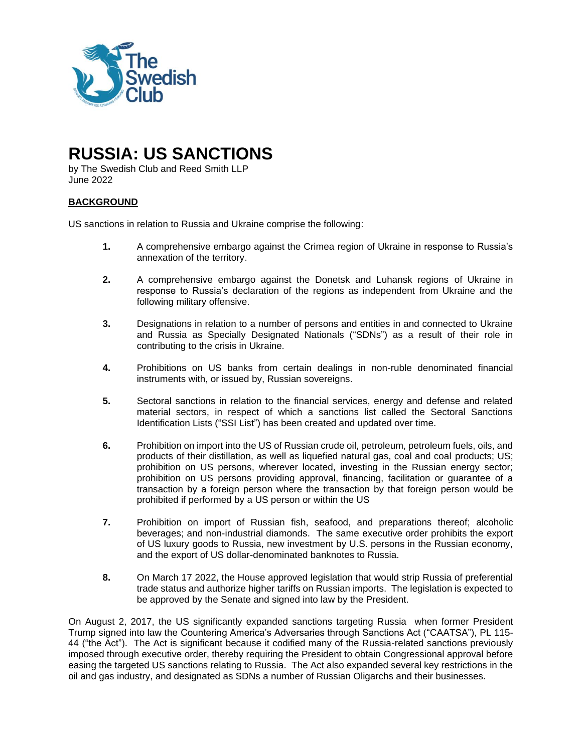# RUSSIA: US SANCTIONS

by The Swedish Club and Reed Smith LLP
June 2022

## BACKGROUND

US sanctions in relation to Russia and Ukraine comprise the following:

1. A comprehensive embargo against the Crimea region of Ukraine in response to Russia's annexation of the territory.

2. A comprehensive embargo against the Donetsk and Luhansk regions of Ukraine in response to Russia's declaration of the regions as independent from Ukraine and the following military offensive.

3. Designations in relation to a number of persons and entities in and connected to Ukraine and Russia as Specially Designated Nationals ("SDNs") as a result of their role in contributing to the crisis in Ukraine.

4. Prohibitions on US banks from certain dealings in non-ruble denominated financial instruments with, or issued by, Russian sovereigns.

5. Sectoral sanctions in relation to the financial services, energy and defense and related material sectors, in respect of which a sanctions list called the Sectoral Sanctions Identification Lists ("SSI List") has been created and updated over time.

6. Prohibition on import into the US of Russian crude oil, petroleum, petroleum fuels, oils, and products of their distillation, as well as liquefied natural gas, coal and coal products; US; prohibition on US persons, wherever located, investing in the Russian energy sector; prohibition on US persons providing approval, financing, facilitation or guarantee of a transaction by a foreign person where the transaction by that foreign person would be prohibited if performed by a US person or within the US

7. Prohibition on import of Russian fish, seafood, and preparations thereof; alcoholic beverages; and non-industrial diamonds. The same executive order prohibits the export of US luxury goods to Russia, new investment by U.S. persons in the Russian economy, and the export of US dollar-denominated banknotes to Russia.

8. On March 17 2022, the House approved legislation that would strip Russia of preferential trade status and authorize higher tariffs on Russian imports. The legislation is expected to be approved by the Senate and signed into law by the President.

On August 2, 2017, the US significantly expanded sanctions targeting Russia when former President Trump signed into law the Countering America's Adversaries through Sanctions Act ("CAATSA"), PL 115-44 ("the Act"). The Act is significant because it codified many of the Russia-related sanctions previously imposed through executive order, thereby requiring the President to obtain Congressional approval before easing the targeted US sanctions relating to Russia. The Act also expanded several key restrictions in the oil and gas industry, and designated as SDNs a number of Russian Oligarchs and their businesses.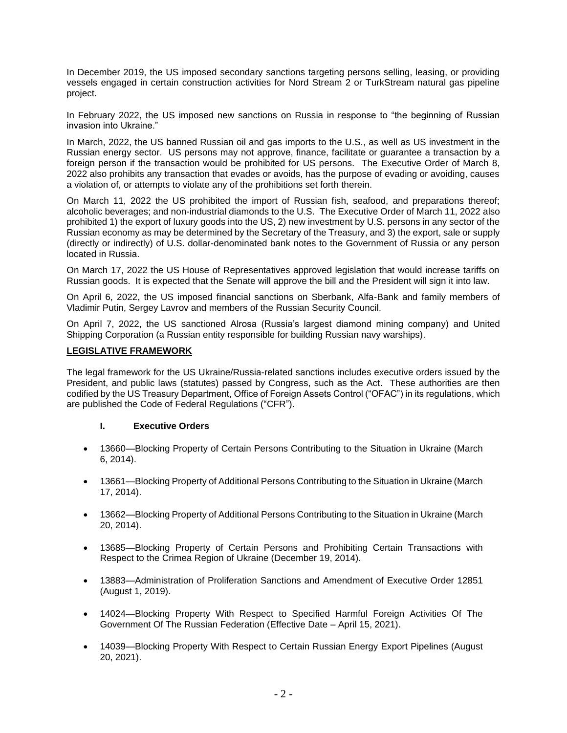In December 2019, the US imposed secondary sanctions targeting persons selling, leasing, or providing vessels engaged in certain construction activities for Nord Stream 2 or TurkStream natural gas pipeline project.

In February 2022, the US imposed new sanctions on Russia in response to "the beginning of Russian invasion into Ukraine."

In March, 2022, the US banned Russian oil and gas imports to the U.S., as well as US investment in the Russian energy sector. US persons may not approve, finance, facilitate or guarantee a transaction by a foreign person if the transaction would be prohibited for US persons. The Executive Order of March 8, 2022 also prohibits any transaction that evades or avoids, has the purpose of evading or avoiding, causes a violation of, or attempts to violate any of the prohibitions set forth therein.

On March 11, 2022 the US prohibited the import of Russian fish, seafood, and preparations thereof; alcoholic beverages; and non-industrial diamonds to the U.S. The Executive Order of March 11, 2022 also prohibited 1) the export of luxury goods into the US, 2) new investment by U.S. persons in any sector of the Russian economy as may be determined by the Secretary of the Treasury, and 3) the export, sale or supply (directly or indirectly) of U.S. dollar-denominated bank notes to the Government of Russia or any person located in Russia.

On March 17, 2022 the US House of Representatives approved legislation that would increase tariffs on Russian goods. It is expected that the Senate will approve the bill and the President will sign it into law.

On April 6, 2022, the US imposed financial sanctions on Sberbank, Alfa-Bank and family members of Vladimir Putin, Sergey Lavrov and members of the Russian Security Council.

On April 7, 2022, the US sanctioned Alrosa (Russia's largest diamond mining company) and United Shipping Corporation (a Russian entity responsible for building Russian navy warships).

## LEGISLATIVE FRAMEWORK

The legal framework for the US Ukraine/Russia-related sanctions includes executive orders issued by the President, and public laws (statutes) passed by Congress, such as the Act. These authorities are then codified by the US Treasury Department, Office of Foreign Assets Control ("OFAC") in its regulations, which are published the Code of Federal Regulations ("CFR").

### I. Executive Orders

- 13660—Blocking Property of Certain Persons Contributing to the Situation in Ukraine (March 6, 2014).
- 13661—Blocking Property of Additional Persons Contributing to the Situation in Ukraine (March 17, 2014).
- 13662—Blocking Property of Additional Persons Contributing to the Situation in Ukraine (March 20, 2014).
- 13685—Blocking Property of Certain Persons and Prohibiting Certain Transactions with Respect to the Crimea Region of Ukraine (December 19, 2014).
- 13883—Administration of Proliferation Sanctions and Amendment of Executive Order 12851 (August 1, 2019).
- 14024—Blocking Property With Respect to Specified Harmful Foreign Activities Of The Government Of The Russian Federation (Effective Date – April 15, 2021).
- 14039—Blocking Property With Respect to Certain Russian Energy Export Pipelines (August 20, 2021).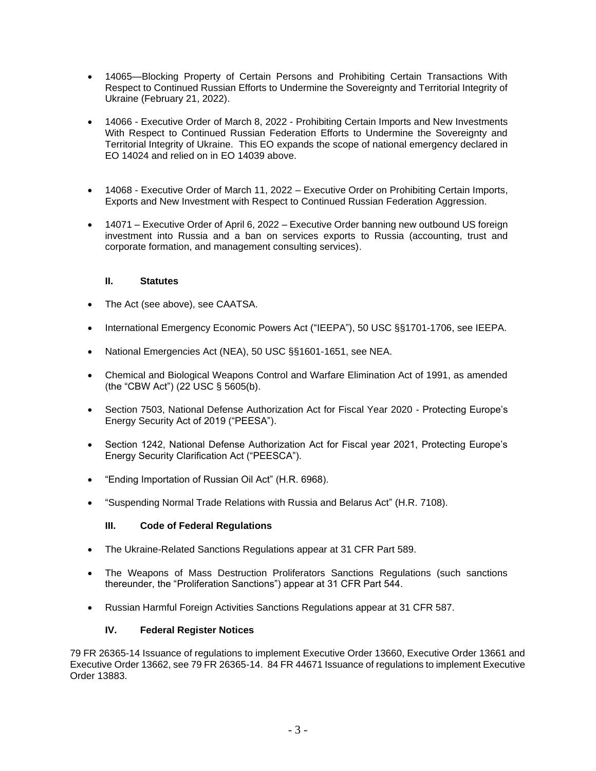- 14065—Blocking Property of Certain Persons and Prohibiting Certain Transactions With Respect to Continued Russian Efforts to Undermine the Sovereignty and Territorial Integrity of Ukraine (February 21, 2022).

- 14066 - Executive Order of March 8, 2022 - Prohibiting Certain Imports and New Investments With Respect to Continued Russian Federation Efforts to Undermine the Sovereignty and Territorial Integrity of Ukraine. This EO expands the scope of national emergency declared in EO 14024 and relied on in EO 14039 above.

- 14068 - Executive Order of March 11, 2022 – Executive Order on Prohibiting Certain Imports, Exports and New Investment with Respect to Continued Russian Federation Aggression.

- 14071 – Executive Order of April 6, 2022 – Executive Order banning new outbound US foreign investment into Russia and a ban on services exports to Russia (accounting, trust and corporate formation, and management consulting services).

### II. Statutes

- The Act (see above), see CAATSA.

- International Emergency Economic Powers Act ("IEEPA"), 50 USC §§1701-1706, see IEEPA.

- National Emergencies Act (NEA), 50 USC §§1601-1651, see NEA.

- Chemical and Biological Weapons Control and Warfare Elimination Act of 1991, as amended (the "CBW Act") (22 USC § 5605(b).

- Section 7503, National Defense Authorization Act for Fiscal Year 2020 - Protecting Europe's Energy Security Act of 2019 ("PEESA").

- Section 1242, National Defense Authorization Act for Fiscal year 2021, Protecting Europe's Energy Security Clarification Act ("PEESCA").

- "Ending Importation of Russian Oil Act" (H.R. 6968).

- "Suspending Normal Trade Relations with Russia and Belarus Act" (H.R. 7108).

### III. Code of Federal Regulations

- The Ukraine-Related Sanctions Regulations appear at 31 CFR Part 589.

- The Weapons of Mass Destruction Proliferators Sanctions Regulations (such sanctions thereunder, the "Proliferation Sanctions") appear at 31 CFR Part 544.

- Russian Harmful Foreign Activities Sanctions Regulations appear at 31 CFR 587.

### IV. Federal Register Notices

79 FR 26365-14 Issuance of regulations to implement Executive Order 13660, Executive Order 13661 and Executive Order 13662, see 79 FR 26365-14. 84 FR 44671 Issuance of regulations to implement Executive Order 13883.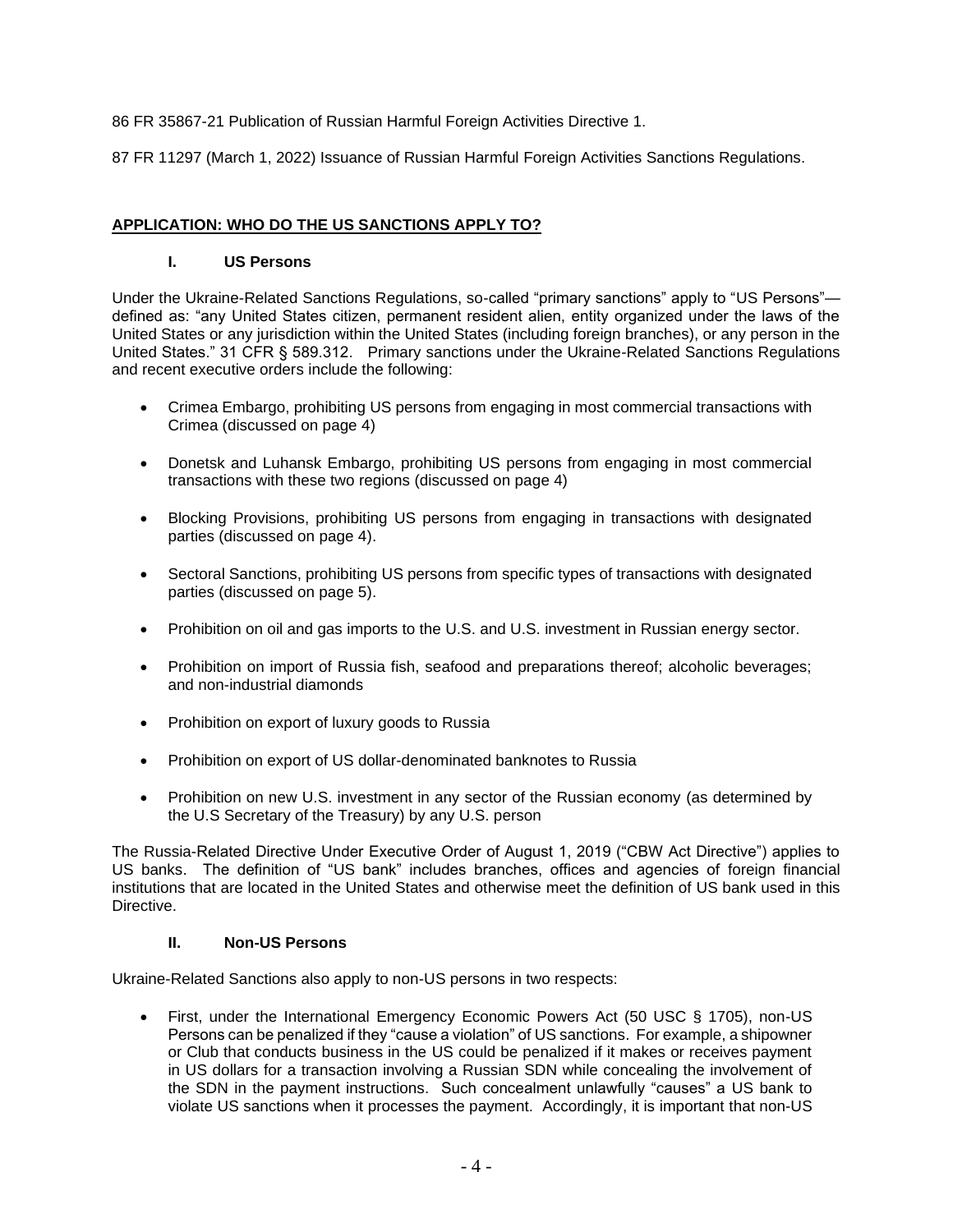86 FR 35867-21 Publication of Russian Harmful Foreign Activities Directive 1.

87 FR 11297 (March 1, 2022) Issuance of Russian Harmful Foreign Activities Sanctions Regulations.

## APPLICATION: WHO DO THE US SANCTIONS APPLY TO?

### I. US Persons

Under the Ukraine-Related Sanctions Regulations, so-called "primary sanctions" apply to "US Persons"—defined as: "any United States citizen, permanent resident alien, entity organized under the laws of the United States or any jurisdiction within the United States (including foreign branches), or any person in the United States." 31 CFR § 589.312. Primary sanctions under the Ukraine-Related Sanctions Regulations and recent executive orders include the following:

- Crimea Embargo, prohibiting US persons from engaging in most commercial transactions with Crimea (discussed on page 4)
- Donetsk and Luhansk Embargo, prohibiting US persons from engaging in most commercial transactions with these two regions (discussed on page 4)
- Blocking Provisions, prohibiting US persons from engaging in transactions with designated parties (discussed on page 4).
- Sectoral Sanctions, prohibiting US persons from specific types of transactions with designated parties (discussed on page 5).
- Prohibition on oil and gas imports to the U.S. and U.S. investment in Russian energy sector.
- Prohibition on import of Russia fish, seafood and preparations thereof; alcoholic beverages; and non-industrial diamonds
- Prohibition on export of luxury goods to Russia
- Prohibition on export of US dollar-denominated banknotes to Russia
- Prohibition on new U.S. investment in any sector of the Russian economy (as determined by the U.S Secretary of the Treasury) by any U.S. person

The Russia-Related Directive Under Executive Order of August 1, 2019 ("CBW Act Directive") applies to US banks. The definition of "US bank" includes branches, offices and agencies of foreign financial institutions that are located in the United States and otherwise meet the definition of US bank used in this Directive.

### II. Non-US Persons

Ukraine-Related Sanctions also apply to non-US persons in two respects:

- First, under the International Emergency Economic Powers Act (50 USC § 1705), non-US Persons can be penalized if they "cause a violation" of US sanctions. For example, a shipowner or Club that conducts business in the US could be penalized if it makes or receives payment in US dollars for a transaction involving a Russian SDN while concealing the involvement of the SDN in the payment instructions. Such concealment unlawfully "causes" a US bank to violate US sanctions when it processes the payment. Accordingly, it is important that non-US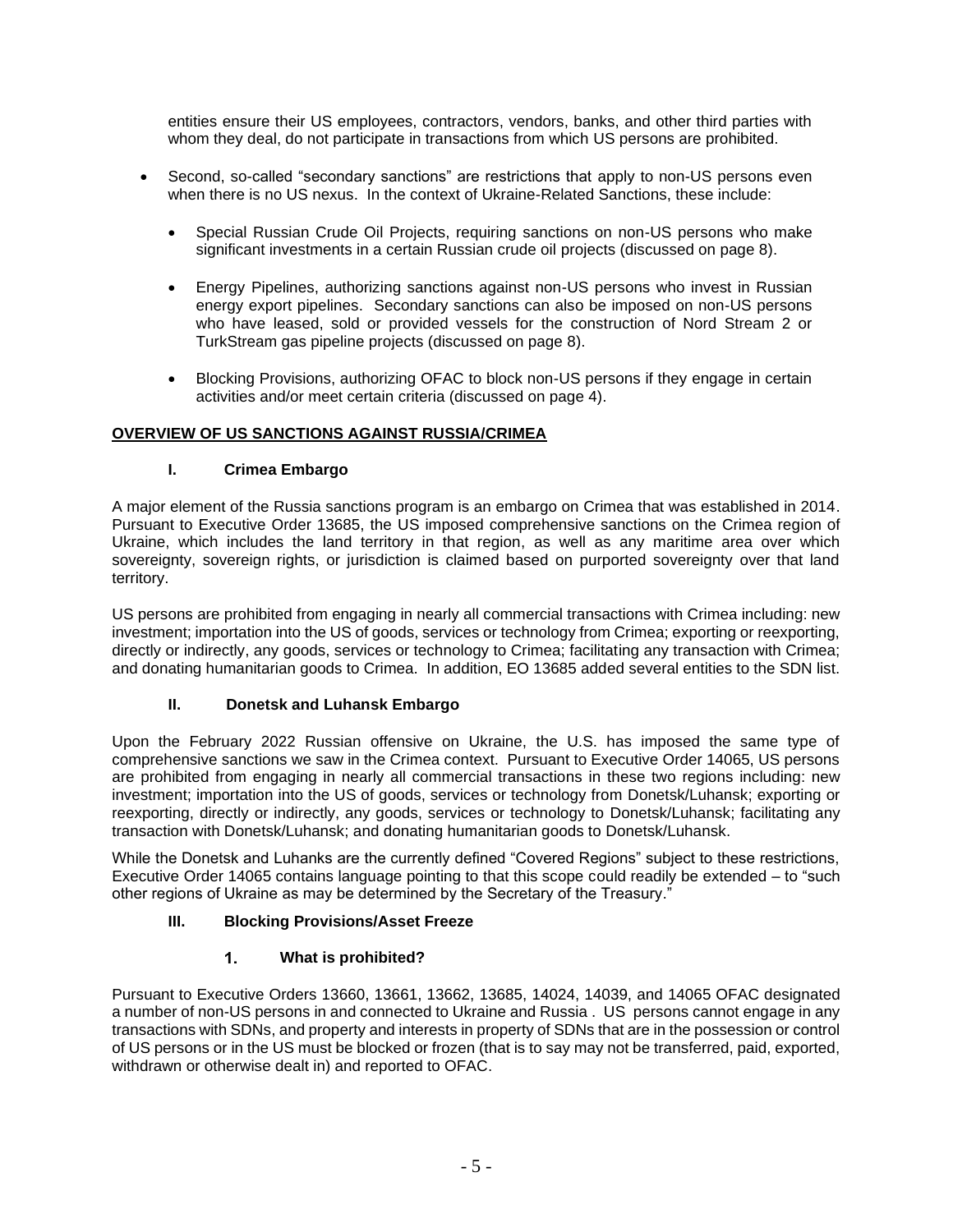entities ensure their US employees, contractors, vendors, banks, and other third parties with whom they deal, do not participate in transactions from which US persons are prohibited.

- Second, so-called "secondary sanctions" are restrictions that apply to non-US persons even when there is no US nexus. In the context of Ukraine-Related Sanctions, these include:
  - Special Russian Crude Oil Projects, requiring sanctions on non-US persons who make significant investments in a certain Russian crude oil projects (discussed on page 8).
  - Energy Pipelines, authorizing sanctions against non-US persons who invest in Russian energy export pipelines. Secondary sanctions can also be imposed on non-US persons who have leased, sold or provided vessels for the construction of Nord Stream 2 or TurkStream gas pipeline projects (discussed on page 8).
  - Blocking Provisions, authorizing OFAC to block non-US persons if they engage in certain activities and/or meet certain criteria (discussed on page 4).

## OVERVIEW OF US SANCTIONS AGAINST RUSSIA/CRIMEA

### I. Crimea Embargo

A major element of the Russia sanctions program is an embargo on Crimea that was established in 2014. Pursuant to Executive Order 13685, the US imposed comprehensive sanctions on the Crimea region of Ukraine, which includes the land territory in that region, as well as any maritime area over which sovereignty, sovereign rights, or jurisdiction is claimed based on purported sovereignty over that land territory.

US persons are prohibited from engaging in nearly all commercial transactions with Crimea including: new investment; importation into the US of goods, services or technology from Crimea; exporting or reexporting, directly or indirectly, any goods, services or technology to Crimea; facilitating any transaction with Crimea; and donating humanitarian goods to Crimea. In addition, EO 13685 added several entities to the SDN list.

### II. Donetsk and Luhansk Embargo

Upon the February 2022 Russian offensive on Ukraine, the U.S. has imposed the same type of comprehensive sanctions we saw in the Crimea context. Pursuant to Executive Order 14065, US persons are prohibited from engaging in nearly all commercial transactions in these two regions including: new investment; importation into the US of goods, services or technology from Donetsk/Luhansk; exporting or reexporting, directly or indirectly, any goods, services or technology to Donetsk/Luhansk; facilitating any transaction with Donetsk/Luhansk; and donating humanitarian goods to Donetsk/Luhansk.

While the Donetsk and Luhanks are the currently defined "Covered Regions" subject to these restrictions, Executive Order 14065 contains language pointing to that this scope could readily be extended – to "such other regions of Ukraine as may be determined by the Secretary of the Treasury."

### III. Blocking Provisions/Asset Freeze

#### 1. What is prohibited?

Pursuant to Executive Orders 13660, 13661, 13662, 13685, 14024, 14039, and 14065 OFAC designated a number of non-US persons in and connected to Ukraine and Russia . US persons cannot engage in any transactions with SDNs, and property and interests in property of SDNs that are in the possession or control of US persons or in the US must be blocked or frozen (that is to say may not be transferred, paid, exported, withdrawn or otherwise dealt in) and reported to OFAC.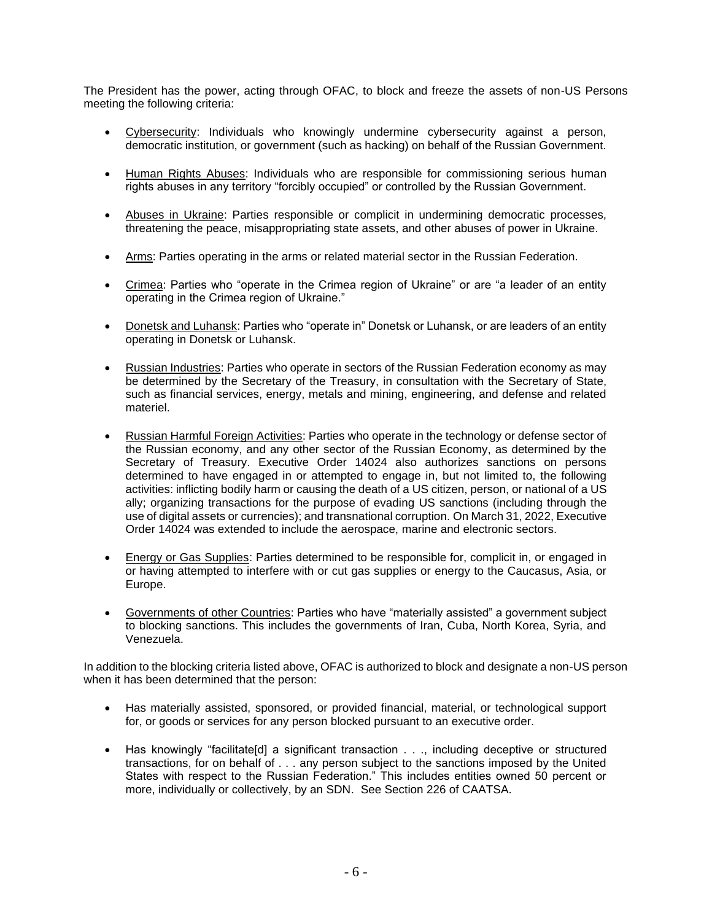The President has the power, acting through OFAC, to block and freeze the assets of non-US Persons meeting the following criteria:

- Cybersecurity: Individuals who knowingly undermine cybersecurity against a person, democratic institution, or government (such as hacking) on behalf of the Russian Government.

- Human Rights Abuses: Individuals who are responsible for commissioning serious human rights abuses in any territory "forcibly occupied" or controlled by the Russian Government.

- Abuses in Ukraine: Parties responsible or complicit in undermining democratic processes, threatening the peace, misappropriating state assets, and other abuses of power in Ukraine.

- Arms: Parties operating in the arms or related material sector in the Russian Federation.

- Crimea: Parties who "operate in the Crimea region of Ukraine" or are "a leader of an entity operating in the Crimea region of Ukraine."

- Donetsk and Luhansk: Parties who "operate in" Donetsk or Luhansk, or are leaders of an entity operating in Donetsk or Luhansk.

- Russian Industries: Parties who operate in sectors of the Russian Federation economy as may be determined by the Secretary of the Treasury, in consultation with the Secretary of State, such as financial services, energy, metals and mining, engineering, and defense and related materiel.

- Russian Harmful Foreign Activities: Parties who operate in the technology or defense sector of the Russian economy, and any other sector of the Russian Economy, as determined by the Secretary of Treasury. Executive Order 14024 also authorizes sanctions on persons determined to have engaged in or attempted to engage in, but not limited to, the following activities: inflicting bodily harm or causing the death of a US citizen, person, or national of a US ally; organizing transactions for the purpose of evading US sanctions (including through the use of digital assets or currencies); and transnational corruption. On March 31, 2022, Executive Order 14024 was extended to include the aerospace, marine and electronic sectors.

- Energy or Gas Supplies: Parties determined to be responsible for, complicit in, or engaged in or having attempted to interfere with or cut gas supplies or energy to the Caucasus, Asia, or Europe.

- Governments of other Countries: Parties who have "materially assisted" a government subject to blocking sanctions. This includes the governments of Iran, Cuba, North Korea, Syria, and Venezuela.

In addition to the blocking criteria listed above, OFAC is authorized to block and designate a non-US person when it has been determined that the person:

- Has materially assisted, sponsored, or provided financial, material, or technological support for, or goods or services for any person blocked pursuant to an executive order.

- Has knowingly "facilitate[d] a significant transaction . . ., including deceptive or structured transactions, for on behalf of . . . any person subject to the sanctions imposed by the United States with respect to the Russian Federation." This includes entities owned 50 percent or more, individually or collectively, by an SDN. See Section 226 of CAATSA.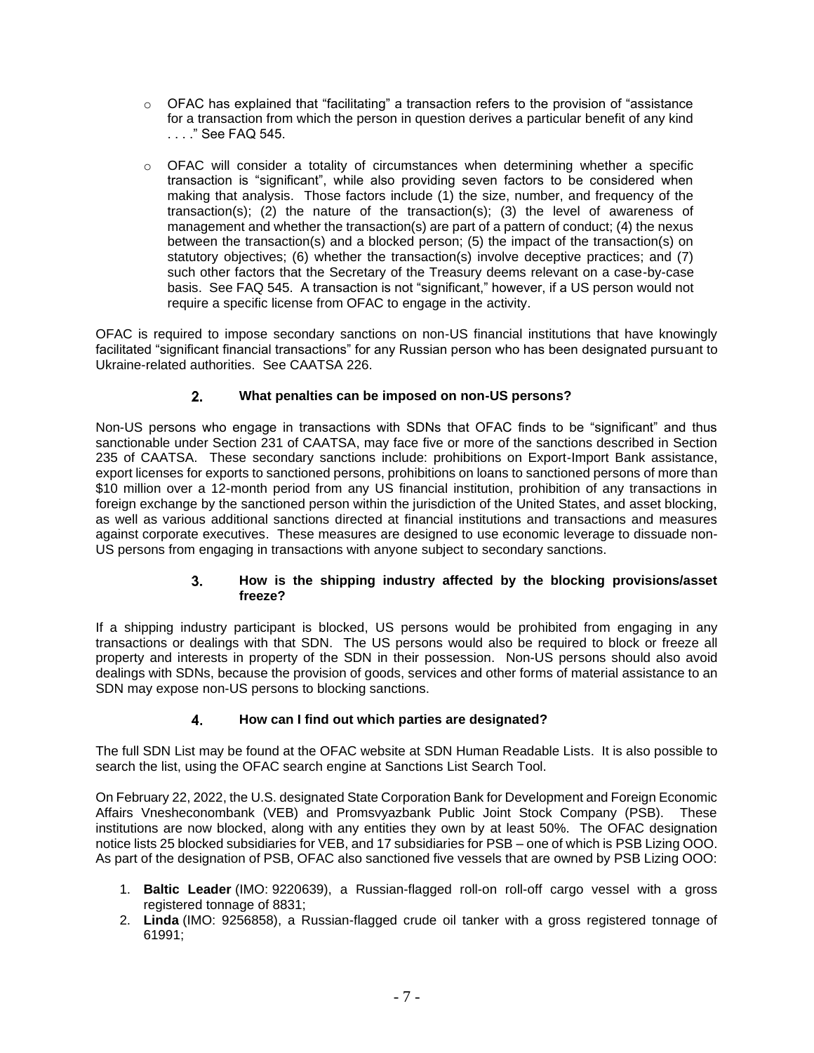- OFAC has explained that "facilitating" a transaction refers to the provision of "assistance for a transaction from which the person in question derives a particular benefit of any kind . . . ." See FAQ 545.

- OFAC will consider a totality of circumstances when determining whether a specific transaction is "significant", while also providing seven factors to be considered when making that analysis. Those factors include (1) the size, number, and frequency of the transaction(s); (2) the nature of the transaction(s); (3) the level of awareness of management and whether the transaction(s) are part of a pattern of conduct; (4) the nexus between the transaction(s) and a blocked person; (5) the impact of the transaction(s) on statutory objectives; (6) whether the transaction(s) involve deceptive practices; and (7) such other factors that the Secretary of the Treasury deems relevant on a case-by-case basis. See FAQ 545. A transaction is not "significant," however, if a US person would not require a specific license from OFAC to engage in the activity.

OFAC is required to impose secondary sanctions on non-US financial institutions that have knowingly facilitated "significant financial transactions" for any Russian person who has been designated pursuant to Ukraine-related authorities. See CAATSA 226.

### 2. What penalties can be imposed on non-US persons?

Non-US persons who engage in transactions with SDNs that OFAC finds to be "significant" and thus sanctionable under Section 231 of CAATSA, may face five or more of the sanctions described in Section 235 of CAATSA. These secondary sanctions include: prohibitions on Export-Import Bank assistance, export licenses for exports to sanctioned persons, prohibitions on loans to sanctioned persons of more than \$10 million over a 12-month period from any US financial institution, prohibition of any transactions in foreign exchange by the sanctioned person within the jurisdiction of the United States, and asset blocking, as well as various additional sanctions directed at financial institutions and transactions and measures against corporate executives. These measures are designed to use economic leverage to dissuade non-US persons from engaging in transactions with anyone subject to secondary sanctions.

### 3. How is the shipping industry affected by the blocking provisions/asset freeze?

If a shipping industry participant is blocked, US persons would be prohibited from engaging in any transactions or dealings with that SDN. The US persons would also be required to block or freeze all property and interests in property of the SDN in their possession. Non-US persons should also avoid dealings with SDNs, because the provision of goods, services and other forms of material assistance to an SDN may expose non-US persons to blocking sanctions.

### 4. How can I find out which parties are designated?

The full SDN List may be found at the OFAC website at SDN Human Readable Lists. It is also possible to search the list, using the OFAC search engine at Sanctions List Search Tool.

On February 22, 2022, the U.S. designated State Corporation Bank for Development and Foreign Economic Affairs Vnesheconombank (VEB) and Promsvyazbank Public Joint Stock Company (PSB). These institutions are now blocked, along with any entities they own by at least 50%. The OFAC designation notice lists 25 blocked subsidiaries for VEB, and 17 subsidiaries for PSB – one of which is PSB Lizing OOO. As part of the designation of PSB, OFAC also sanctioned five vessels that are owned by PSB Lizing OOO:

1. **Baltic Leader** (IMO: 9220639), a Russian-flagged roll-on roll-off cargo vessel with a gross registered tonnage of 8831;
2. **Linda** (IMO: 9256858), a Russian-flagged crude oil tanker with a gross registered tonnage of 61991;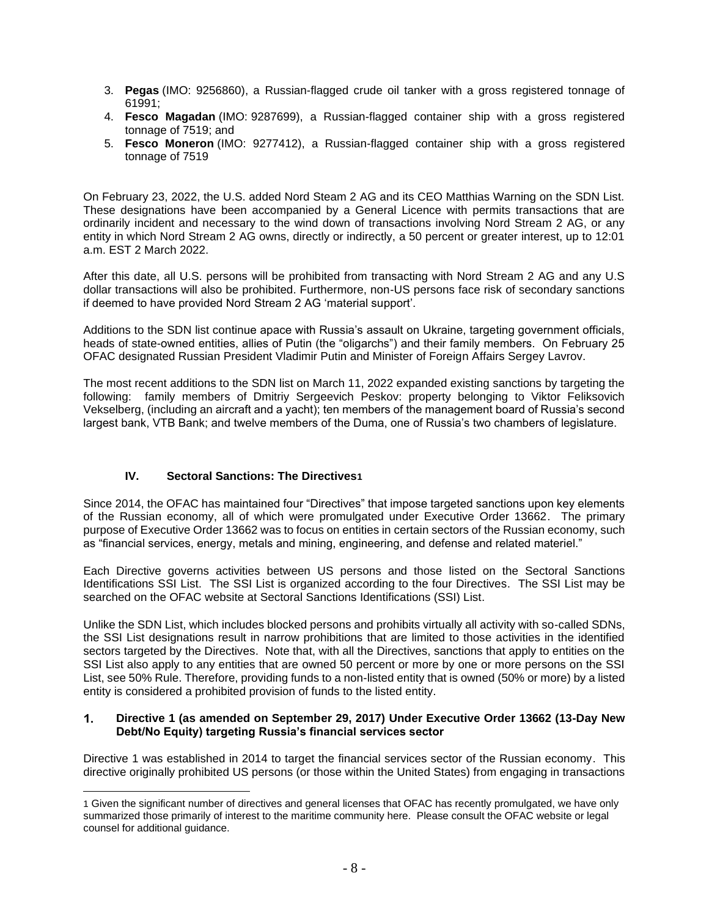3. **Pegas** (IMO: 9256860), a Russian-flagged crude oil tanker with a gross registered tonnage of 61991;
4. **Fesco Magadan** (IMO: 9287699), a Russian-flagged container ship with a gross registered tonnage of 7519; and
5. **Fesco Moneron** (IMO: 9277412), a Russian-flagged container ship with a gross registered tonnage of 7519

On February 23, 2022, the U.S. added Nord Steam 2 AG and its CEO Matthias Warning on the SDN List. These designations have been accompanied by a General Licence with permits transactions that are ordinarily incident and necessary to the wind down of transactions involving Nord Stream 2 AG, or any entity in which Nord Stream 2 AG owns, directly or indirectly, a 50 percent or greater interest, up to 12:01 a.m. EST 2 March 2022.

After this date, all U.S. persons will be prohibited from transacting with Nord Stream 2 AG and any U.S dollar transactions will also be prohibited. Furthermore, non-US persons face risk of secondary sanctions if deemed to have provided Nord Stream 2 AG 'material support'.

Additions to the SDN list continue apace with Russia's assault on Ukraine, targeting government officials, heads of state-owned entities, allies of Putin (the "oligarchs") and their family members. On February 25 OFAC designated Russian President Vladimir Putin and Minister of Foreign Affairs Sergey Lavrov.

The most recent additions to the SDN list on March 11, 2022 expanded existing sanctions by targeting the following: family members of Dmitriy Sergeevich Peskov: property belonging to Viktor Feliksovich Vekselberg, (including an aircraft and a yacht); ten members of the management board of Russia's second largest bank, VTB Bank; and twelve members of the Duma, one of Russia's two chambers of legislature.

## IV. Sectoral Sanctions: The Directives[1]

Since 2014, the OFAC has maintained four "Directives" that impose targeted sanctions upon key elements of the Russian economy, all of which were promulgated under Executive Order 13662. The primary purpose of Executive Order 13662 was to focus on entities in certain sectors of the Russian economy, such as "financial services, energy, metals and mining, engineering, and defense and related materiel."

Each Directive governs activities between US persons and those listed on the Sectoral Sanctions Identifications SSI List. The SSI List is organized according to the four Directives. The SSI List may be searched on the OFAC website at Sectoral Sanctions Identifications (SSI) List.

Unlike the SDN List, which includes blocked persons and prohibits virtually all activity with so-called SDNs, the SSI List designations result in narrow prohibitions that are limited to those activities in the identified sectors targeted by the Directives. Note that, with all the Directives, sanctions that apply to entities on the SSI List also apply to any entities that are owned 50 percent or more by one or more persons on the SSI List, see 50% Rule. Therefore, providing funds to a non-listed entity that is owned (50% or more) by a listed entity is considered a prohibited provision of funds to the listed entity.

### 1. Directive 1 (as amended on September 29, 2017) Under Executive Order 13662 (13-Day New Debt/No Equity) targeting Russia's financial services sector

Directive 1 was established in 2014 to target the financial services sector of the Russian economy. This directive originally prohibited US persons (or those within the United States) from engaging in transactions

[1] Given the significant number of directives and general licenses that OFAC has recently promulgated, we have only summarized those primarily of interest to the maritime community here. Please consult the OFAC website or legal counsel for additional guidance.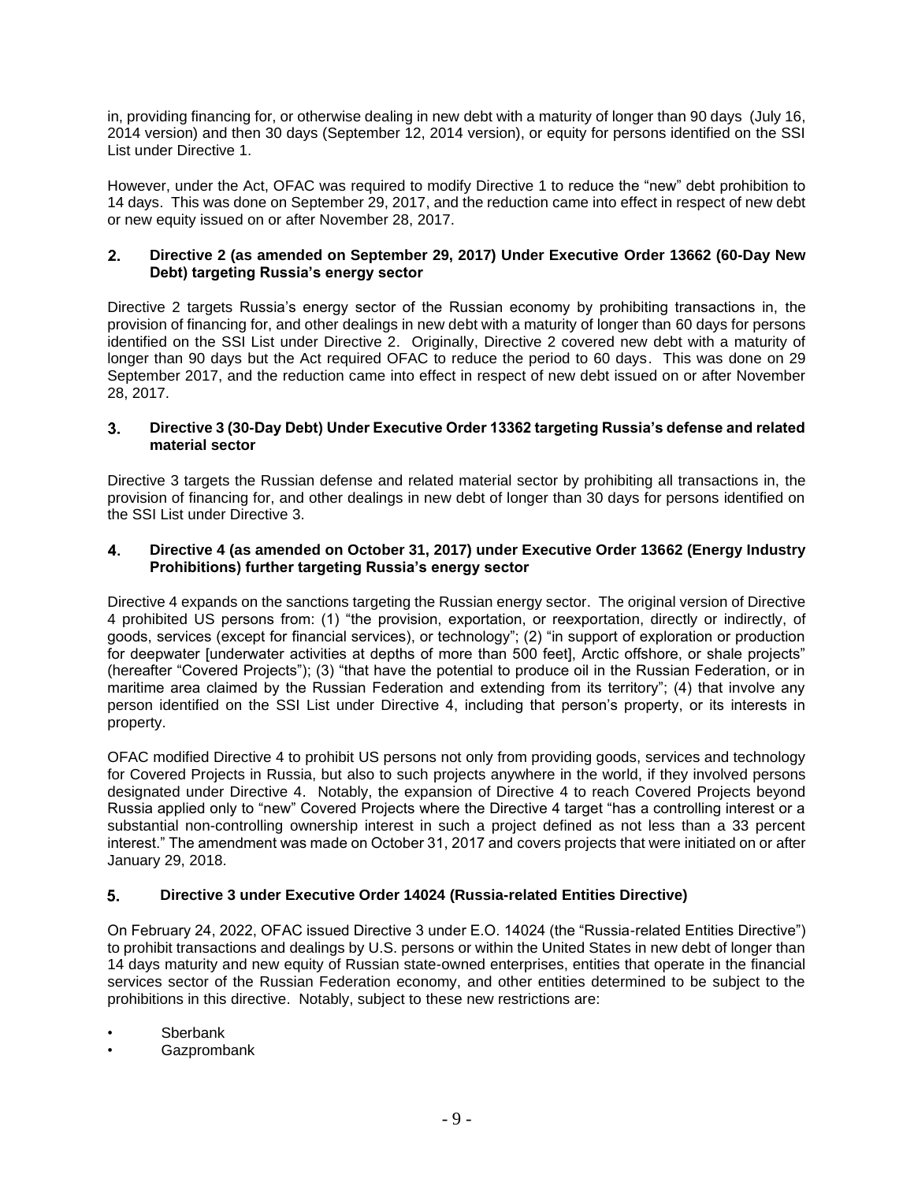in, providing financing for, or otherwise dealing in new debt with a maturity of longer than 90 days (July 16, 2014 version) and then 30 days (September 12, 2014 version), or equity for persons identified on the SSI List under Directive 1.

However, under the Act, OFAC was required to modify Directive 1 to reduce the "new" debt prohibition to 14 days. This was done on September 29, 2017, and the reduction came into effect in respect of new debt or new equity issued on or after November 28, 2017.

### 2. Directive 2 (as amended on September 29, 2017) Under Executive Order 13662 (60-Day New Debt) targeting Russia's energy sector

Directive 2 targets Russia's energy sector of the Russian economy by prohibiting transactions in, the provision of financing for, and other dealings in new debt with a maturity of longer than 60 days for persons identified on the SSI List under Directive 2. Originally, Directive 2 covered new debt with a maturity of longer than 90 days but the Act required OFAC to reduce the period to 60 days. This was done on 29 September 2017, and the reduction came into effect in respect of new debt issued on or after November 28, 2017.

### 3. Directive 3 (30-Day Debt) Under Executive Order 13362 targeting Russia's defense and related material sector

Directive 3 targets the Russian defense and related material sector by prohibiting all transactions in, the provision of financing for, and other dealings in new debt of longer than 30 days for persons identified on the SSI List under Directive 3.

### 4. Directive 4 (as amended on October 31, 2017) under Executive Order 13662 (Energy Industry Prohibitions) further targeting Russia's energy sector

Directive 4 expands on the sanctions targeting the Russian energy sector. The original version of Directive 4 prohibited US persons from: (1) "the provision, exportation, or reexportation, directly or indirectly, of goods, services (except for financial services), or technology"; (2) "in support of exploration or production for deepwater [underwater activities at depths of more than 500 feet], Arctic offshore, or shale projects" (hereafter "Covered Projects"); (3) "that have the potential to produce oil in the Russian Federation, or in maritime area claimed by the Russian Federation and extending from its territory"; (4) that involve any person identified on the SSI List under Directive 4, including that person's property, or its interests in property.

OFAC modified Directive 4 to prohibit US persons not only from providing goods, services and technology for Covered Projects in Russia, but also to such projects anywhere in the world, if they involved persons designated under Directive 4. Notably, the expansion of Directive 4 to reach Covered Projects beyond Russia applied only to "new" Covered Projects where the Directive 4 target "has a controlling interest or a substantial non-controlling ownership interest in such a project defined as not less than a 33 percent interest." The amendment was made on October 31, 2017 and covers projects that were initiated on or after January 29, 2018.

### 5. Directive 3 under Executive Order 14024 (Russia-related Entities Directive)

On February 24, 2022, OFAC issued Directive 3 under E.O. 14024 (the "Russia-related Entities Directive") to prohibit transactions and dealings by U.S. persons or within the United States in new debt of longer than 14 days maturity and new equity of Russian state-owned enterprises, entities that operate in the financial services sector of the Russian Federation economy, and other entities determined to be subject to the prohibitions in this directive. Notably, subject to these new restrictions are:

- Sberbank
- Gazprombank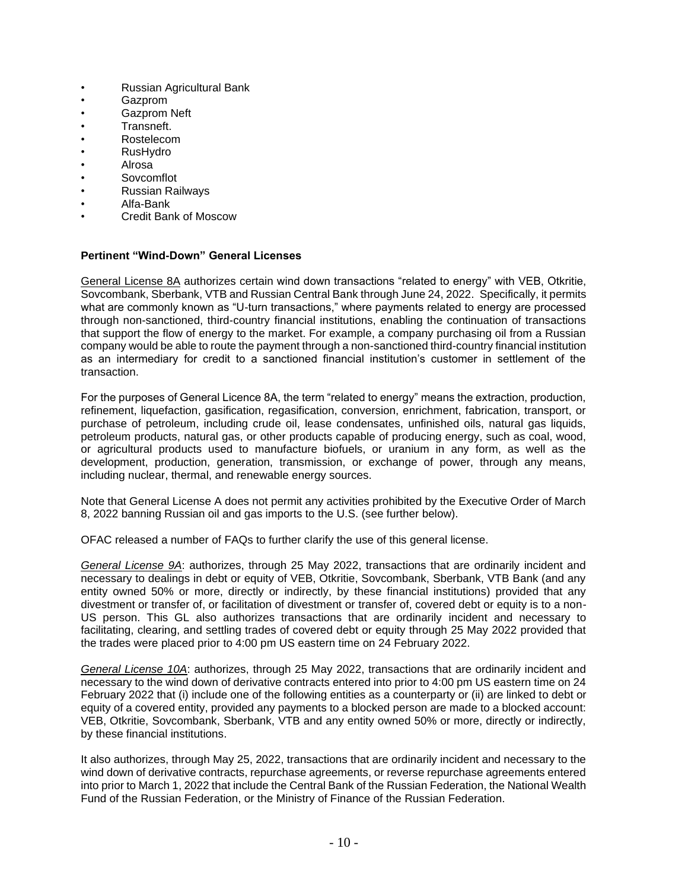- Russian Agricultural Bank
- Gazprom
- Gazprom Neft
- Transneft.
- Rostelecom
- RusHydro
- Alrosa
- Sovcomflot
- Russian Railways
- Alfa-Bank
- Credit Bank of Moscow

**Pertinent "Wind-Down" General Licenses**

General License 8A authorizes certain wind down transactions "related to energy" with VEB, Otkritie, Sovcombank, Sberbank, VTB and Russian Central Bank through June 24, 2022. Specifically, it permits what are commonly known as "U-turn transactions," where payments related to energy are processed through non-sanctioned, third-country financial institutions, enabling the continuation of transactions that support the flow of energy to the market. For example, a company purchasing oil from a Russian company would be able to route the payment through a non-sanctioned third-country financial institution as an intermediary for credit to a sanctioned financial institution's customer in settlement of the transaction.

For the purposes of General Licence 8A, the term "related to energy" means the extraction, production, refinement, liquefaction, gasification, regasification, conversion, enrichment, fabrication, transport, or purchase of petroleum, including crude oil, lease condensates, unfinished oils, natural gas liquids, petroleum products, natural gas, or other products capable of producing energy, such as coal, wood, or agricultural products used to manufacture biofuels, or uranium in any form, as well as the development, production, generation, transmission, or exchange of power, through any means, including nuclear, thermal, and renewable energy sources.

Note that General License A does not permit any activities prohibited by the Executive Order of March 8, 2022 banning Russian oil and gas imports to the U.S. (see further below).

OFAC released a number of FAQs to further clarify the use of this general license.

*General License 9A*: authorizes, through 25 May 2022, transactions that are ordinarily incident and necessary to dealings in debt or equity of VEB, Otkritie, Sovcombank, Sberbank, VTB Bank (and any entity owned 50% or more, directly or indirectly, by these financial institutions) provided that any divestment or transfer of, or facilitation of divestment or transfer of, covered debt or equity is to a non-US person. This GL also authorizes transactions that are ordinarily incident and necessary to facilitating, clearing, and settling trades of covered debt or equity through 25 May 2022 provided that the trades were placed prior to 4:00 pm US eastern time on 24 February 2022.

*General License 10A*: authorizes, through 25 May 2022, transactions that are ordinarily incident and necessary to the wind down of derivative contracts entered into prior to 4:00 pm US eastern time on 24 February 2022 that (i) include one of the following entities as a counterparty or (ii) are linked to debt or equity of a covered entity, provided any payments to a blocked person are made to a blocked account: VEB, Otkritie, Sovcombank, Sberbank, VTB and any entity owned 50% or more, directly or indirectly, by these financial institutions.

It also authorizes, through May 25, 2022, transactions that are ordinarily incident and necessary to the wind down of derivative contracts, repurchase agreements, or reverse repurchase agreements entered into prior to March 1, 2022 that include the Central Bank of the Russian Federation, the National Wealth Fund of the Russian Federation, or the Ministry of Finance of the Russian Federation.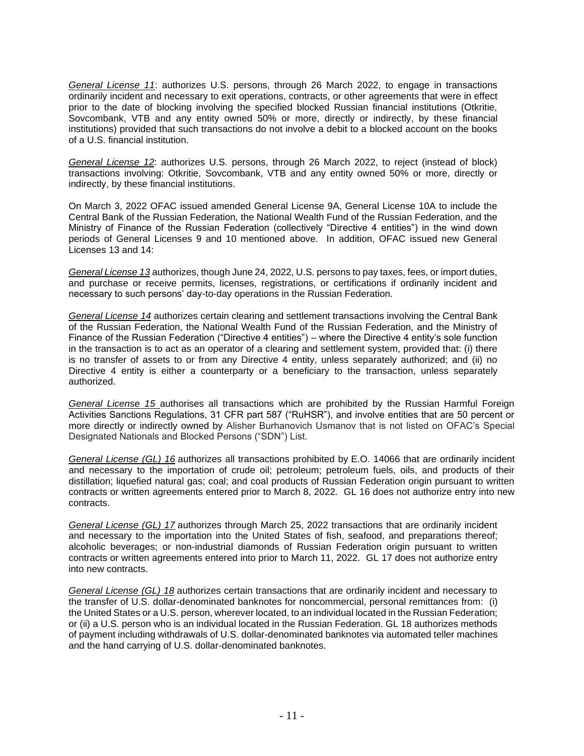*General License 11*: authorizes U.S. persons, through 26 March 2022, to engage in transactions ordinarily incident and necessary to exit operations, contracts, or other agreements that were in effect prior to the date of blocking involving the specified blocked Russian financial institutions (Otkritie, Sovcombank, VTB and any entity owned 50% or more, directly or indirectly, by these financial institutions) provided that such transactions do not involve a debit to a blocked account on the books of a U.S. financial institution.

*General License 12*: authorizes U.S. persons, through 26 March 2022, to reject (instead of block) transactions involving: Otkritie, Sovcombank, VTB and any entity owned 50% or more, directly or indirectly, by these financial institutions.

On March 3, 2022 OFAC issued amended General License 9A, General License 10A to include the Central Bank of the Russian Federation, the National Wealth Fund of the Russian Federation, and the Ministry of Finance of the Russian Federation (collectively "Directive 4 entities") in the wind down periods of General Licenses 9 and 10 mentioned above. In addition, OFAC issued new General Licenses 13 and 14:

*General License 13* authorizes, though June 24, 2022, U.S. persons to pay taxes, fees, or import duties, and purchase or receive permits, licenses, registrations, or certifications if ordinarily incident and necessary to such persons' day-to-day operations in the Russian Federation.

*General License 14* authorizes certain clearing and settlement transactions involving the Central Bank of the Russian Federation, the National Wealth Fund of the Russian Federation, and the Ministry of Finance of the Russian Federation ("Directive 4 entities") – where the Directive 4 entity's sole function in the transaction is to act as an operator of a clearing and settlement system, provided that: (i) there is no transfer of assets to or from any Directive 4 entity, unless separately authorized; and (ii) no Directive 4 entity is either a counterparty or a beneficiary to the transaction, unless separately authorized.

*General License 15* authorises all transactions which are prohibited by the Russian Harmful Foreign Activities Sanctions Regulations, 31 CFR part 587 ("RuHSR"), and involve entities that are 50 percent or more directly or indirectly owned by Alisher Burhanovich Usmanov that is not listed on OFAC's Special Designated Nationals and Blocked Persons ("SDN") List.

*General License (GL) 16* authorizes all transactions prohibited by E.O. 14066 that are ordinarily incident and necessary to the importation of crude oil; petroleum; petroleum fuels, oils, and products of their distillation; liquefied natural gas; coal; and coal products of Russian Federation origin pursuant to written contracts or written agreements entered prior to March 8, 2022. GL 16 does not authorize entry into new contracts.

*General License (GL) 17* authorizes through March 25, 2022 transactions that are ordinarily incident and necessary to the importation into the United States of fish, seafood, and preparations thereof; alcoholic beverages; or non-industrial diamonds of Russian Federation origin pursuant to written contracts or written agreements entered into prior to March 11, 2022. GL 17 does not authorize entry into new contracts.

*General License (GL) 18* authorizes certain transactions that are ordinarily incident and necessary to the transfer of U.S. dollar-denominated banknotes for noncommercial, personal remittances from: (i) the United States or a U.S. person, wherever located, to an individual located in the Russian Federation; or (ii) a U.S. person who is an individual located in the Russian Federation. GL 18 authorizes methods of payment including withdrawals of U.S. dollar-denominated banknotes via automated teller machines and the hand carrying of U.S. dollar-denominated banknotes.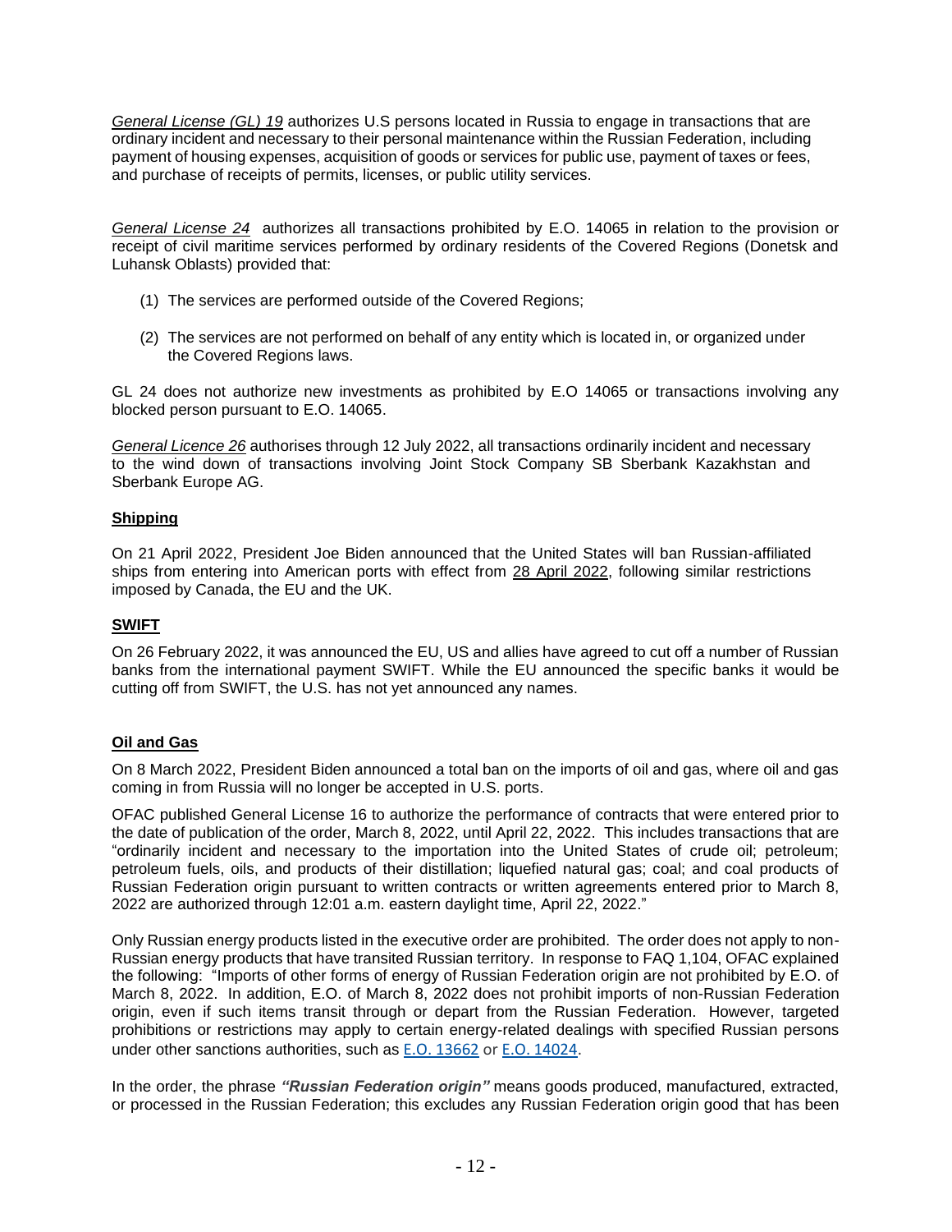*General License (GL) 19* authorizes U.S persons located in Russia to engage in transactions that are ordinary incident and necessary to their personal maintenance within the Russian Federation, including payment of housing expenses, acquisition of goods or services for public use, payment of taxes or fees, and purchase of receipts of permits, licenses, or public utility services.

*General License 24* authorizes all transactions prohibited by E.O. 14065 in relation to the provision or receipt of civil maritime services performed by ordinary residents of the Covered Regions (Donetsk and Luhansk Oblasts) provided that:

(1) The services are performed outside of the Covered Regions;

(2) The services are not performed on behalf of any entity which is located in, or organized under the Covered Regions laws.

GL 24 does not authorize new investments as prohibited by E.O 14065 or transactions involving any blocked person pursuant to E.O. 14065.

*General Licence 26* authorises through 12 July 2022, all transactions ordinarily incident and necessary to the wind down of transactions involving Joint Stock Company SB Sberbank Kazakhstan and Sberbank Europe AG.

**Shipping**

On 21 April 2022, President Joe Biden announced that the United States will ban Russian-affiliated ships from entering into American ports with effect from 28 April 2022, following similar restrictions imposed by Canada, the EU and the UK.

**SWIFT**

On 26 February 2022, it was announced the EU, US and allies have agreed to cut off a number of Russian banks from the international payment SWIFT. While the EU announced the specific banks it would be cutting off from SWIFT, the U.S. has not yet announced any names.

**Oil and Gas**

On 8 March 2022, President Biden announced a total ban on the imports of oil and gas, where oil and gas coming in from Russia will no longer be accepted in U.S. ports.

OFAC published General License 16 to authorize the performance of contracts that were entered prior to the date of publication of the order, March 8, 2022, until April 22, 2022. This includes transactions that are "ordinarily incident and necessary to the importation into the United States of crude oil; petroleum; petroleum fuels, oils, and products of their distillation; liquefied natural gas; coal; and coal products of Russian Federation origin pursuant to written contracts or written agreements entered prior to March 8, 2022 are authorized through 12:01 a.m. eastern daylight time, April 22, 2022."

Only Russian energy products listed in the executive order are prohibited. The order does not apply to non-Russian energy products that have transited Russian territory. In response to FAQ 1,104, OFAC explained the following: "Imports of other forms of energy of Russian Federation origin are not prohibited by E.O. of March 8, 2022. In addition, E.O. of March 8, 2022 does not prohibit imports of non-Russian Federation origin, even if such items transit through or depart from the Russian Federation. However, targeted prohibitions or restrictions may apply to certain energy-related dealings with specified Russian persons under other sanctions authorities, such as E.O. 13662 or E.O. 14024.

In the order, the phrase ***"Russian Federation origin"*** means goods produced, manufactured, extracted, or processed in the Russian Federation; this excludes any Russian Federation origin good that has been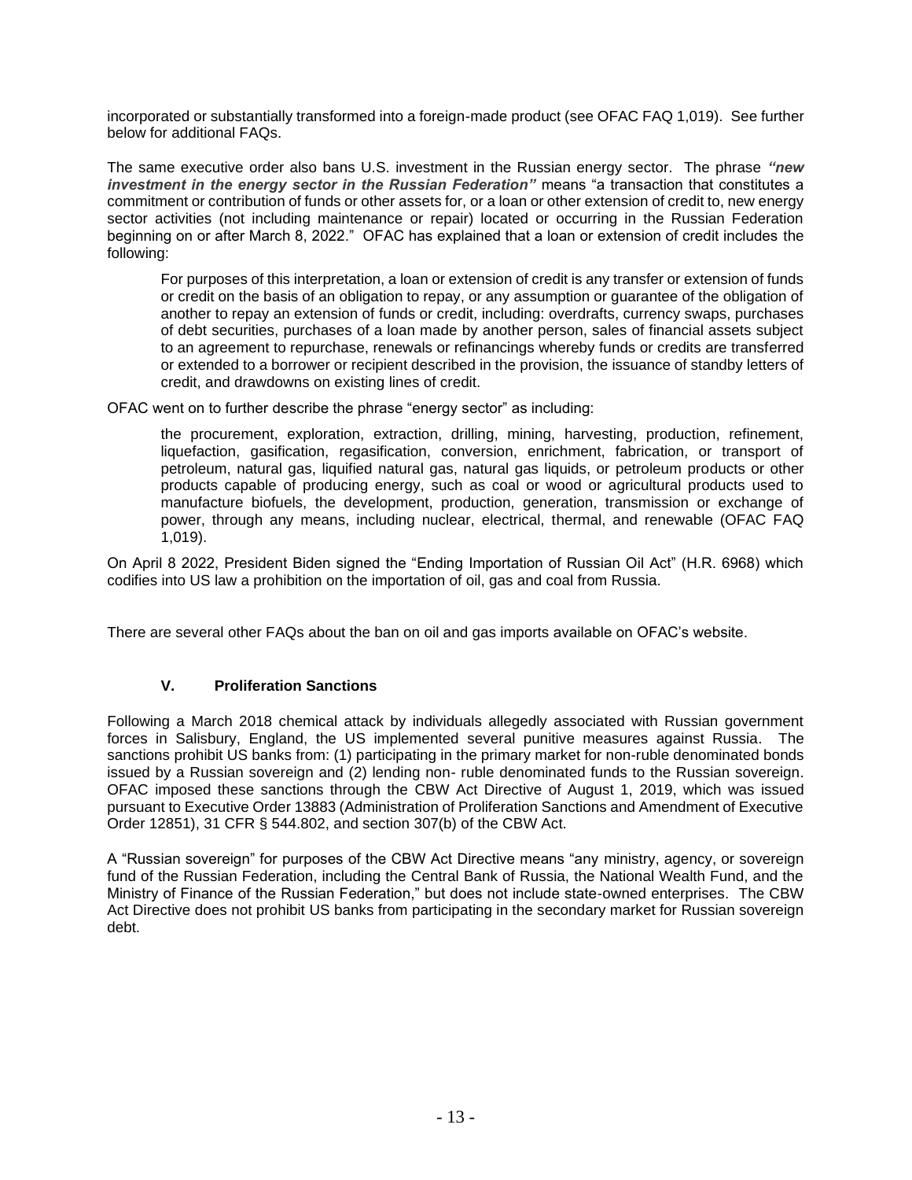incorporated or substantially transformed into a foreign-made product (see OFAC FAQ 1,019). See further below for additional FAQs.

The same executive order also bans U.S. investment in the Russian energy sector. The phrase ***"new investment in the energy sector in the Russian Federation"*** means "a transaction that constitutes a commitment or contribution of funds or other assets for, or a loan or other extension of credit to, new energy sector activities (not including maintenance or repair) located or occurring in the Russian Federation beginning on or after March 8, 2022." OFAC has explained that a loan or extension of credit includes the following:

> For purposes of this interpretation, a loan or extension of credit is any transfer or extension of funds or credit on the basis of an obligation to repay, or any assumption or guarantee of the obligation of another to repay an extension of funds or credit, including: overdrafts, currency swaps, purchases of debt securities, purchases of a loan made by another person, sales of financial assets subject to an agreement to repurchase, renewals or refinancings whereby funds or credits are transferred or extended to a borrower or recipient described in the provision, the issuance of standby letters of credit, and drawdowns on existing lines of credit.

OFAC went on to further describe the phrase "energy sector" as including:

> the procurement, exploration, extraction, drilling, mining, harvesting, production, refinement, liquefaction, gasification, regasification, conversion, enrichment, fabrication, or transport of petroleum, natural gas, liquified natural gas, natural gas liquids, or petroleum products or other products capable of producing energy, such as coal or wood or agricultural products used to manufacture biofuels, the development, production, generation, transmission or exchange of power, through any means, including nuclear, electrical, thermal, and renewable (OFAC FAQ 1,019).

On April 8 2022, President Biden signed the "Ending Importation of Russian Oil Act" (H.R. 6968) which codifies into US law a prohibition on the importation of oil, gas and coal from Russia.

There are several other FAQs about the ban on oil and gas imports available on OFAC's website.

## V. Proliferation Sanctions

Following a March 2018 chemical attack by individuals allegedly associated with Russian government forces in Salisbury, England, the US implemented several punitive measures against Russia. The sanctions prohibit US banks from: (1) participating in the primary market for non-ruble denominated bonds issued by a Russian sovereign and (2) lending non- ruble denominated funds to the Russian sovereign. OFAC imposed these sanctions through the CBW Act Directive of August 1, 2019, which was issued pursuant to Executive Order 13883 (Administration of Proliferation Sanctions and Amendment of Executive Order 12851), 31 CFR § 544.802, and section 307(b) of the CBW Act.

A "Russian sovereign" for purposes of the CBW Act Directive means "any ministry, agency, or sovereign fund of the Russian Federation, including the Central Bank of Russia, the National Wealth Fund, and the Ministry of Finance of the Russian Federation," but does not include state-owned enterprises. The CBW Act Directive does not prohibit US banks from participating in the secondary market for Russian sovereign debt.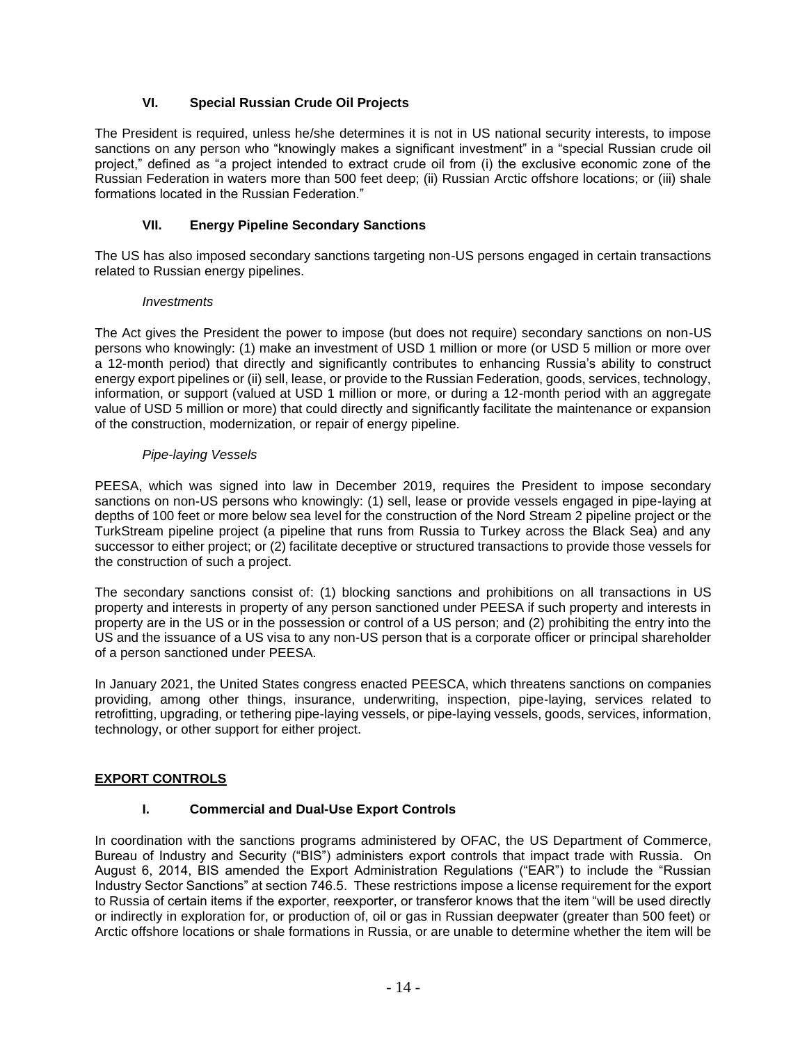### VI. Special Russian Crude Oil Projects

The President is required, unless he/she determines it is not in US national security interests, to impose sanctions on any person who "knowingly makes a significant investment" in a "special Russian crude oil project," defined as "a project intended to extract crude oil from (i) the exclusive economic zone of the Russian Federation in waters more than 500 feet deep; (ii) Russian Arctic offshore locations; or (iii) shale formations located in the Russian Federation."

### VII. Energy Pipeline Secondary Sanctions

The US has also imposed secondary sanctions targeting non-US persons engaged in certain transactions related to Russian energy pipelines.

*Investments*

The Act gives the President the power to impose (but does not require) secondary sanctions on non-US persons who knowingly: (1) make an investment of USD 1 million or more (or USD 5 million or more over a 12-month period) that directly and significantly contributes to enhancing Russia's ability to construct energy export pipelines or (ii) sell, lease, or provide to the Russian Federation, goods, services, technology, information, or support (valued at USD 1 million or more, or during a 12-month period with an aggregate value of USD 5 million or more) that could directly and significantly facilitate the maintenance or expansion of the construction, modernization, or repair of energy pipeline.

*Pipe-laying Vessels*

PEESA, which was signed into law in December 2019, requires the President to impose secondary sanctions on non-US persons who knowingly: (1) sell, lease or provide vessels engaged in pipe-laying at depths of 100 feet or more below sea level for the construction of the Nord Stream 2 pipeline project or the TurkStream pipeline project (a pipeline that runs from Russia to Turkey across the Black Sea) and any successor to either project; or (2) facilitate deceptive or structured transactions to provide those vessels for the construction of such a project.

The secondary sanctions consist of: (1) blocking sanctions and prohibitions on all transactions in US property and interests in property of any person sanctioned under PEESA if such property and interests in property are in the US or in the possession or control of a US person; and (2) prohibiting the entry into the US and the issuance of a US visa to any non-US person that is a corporate officer or principal shareholder of a person sanctioned under PEESA.

In January 2021, the United States congress enacted PEESCA, which threatens sanctions on companies providing, among other things, insurance, underwriting, inspection, pipe-laying, services related to retrofitting, upgrading, or tethering pipe-laying vessels, or pipe-laying vessels, goods, services, information, technology, or other support for either project.

## EXPORT CONTROLS

### I. Commercial and Dual-Use Export Controls

In coordination with the sanctions programs administered by OFAC, the US Department of Commerce, Bureau of Industry and Security ("BIS") administers export controls that impact trade with Russia. On August 6, 2014, BIS amended the Export Administration Regulations ("EAR") to include the "Russian Industry Sector Sanctions" at section 746.5. These restrictions impose a license requirement for the export to Russia of certain items if the exporter, reexporter, or transferor knows that the item "will be used directly or indirectly in exploration for, or production of, oil or gas in Russian deepwater (greater than 500 feet) or Arctic offshore locations or shale formations in Russia, or are unable to determine whether the item will be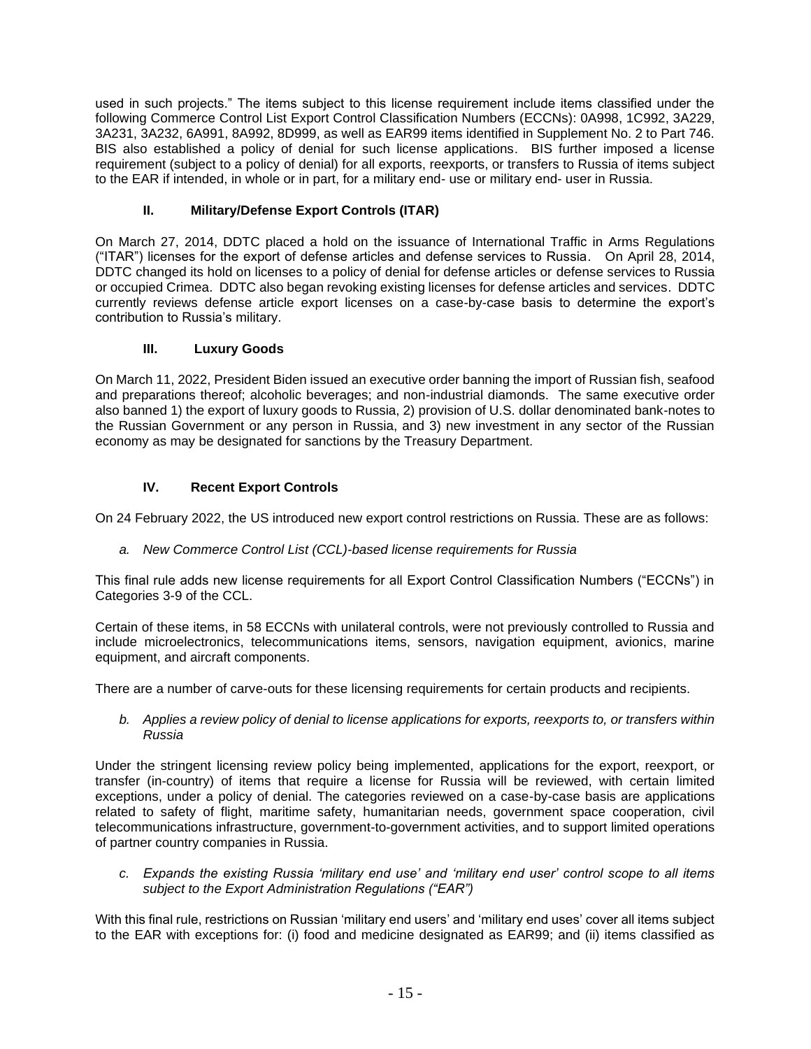used in such projects." The items subject to this license requirement include items classified under the following Commerce Control List Export Control Classification Numbers (ECCNs): 0A998, 1C992, 3A229, 3A231, 3A232, 6A991, 8A992, 8D999, as well as EAR99 items identified in Supplement No. 2 to Part 746. BIS also established a policy of denial for such license applications. BIS further imposed a license requirement (subject to a policy of denial) for all exports, reexports, or transfers to Russia of items subject to the EAR if intended, in whole or in part, for a military end- use or military end- user in Russia.

### II. Military/Defense Export Controls (ITAR)

On March 27, 2014, DDTC placed a hold on the issuance of International Traffic in Arms Regulations ("ITAR") licenses for the export of defense articles and defense services to Russia. On April 28, 2014, DDTC changed its hold on licenses to a policy of denial for defense articles or defense services to Russia or occupied Crimea. DDTC also began revoking existing licenses for defense articles and services. DDTC currently reviews defense article export licenses on a case-by-case basis to determine the export's contribution to Russia's military.

### III. Luxury Goods

On March 11, 2022, President Biden issued an executive order banning the import of Russian fish, seafood and preparations thereof; alcoholic beverages; and non-industrial diamonds. The same executive order also banned 1) the export of luxury goods to Russia, 2) provision of U.S. dollar denominated bank-notes to the Russian Government or any person in Russia, and 3) new investment in any sector of the Russian economy as may be designated for sanctions by the Treasury Department.

### IV. Recent Export Controls

On 24 February 2022, the US introduced new export control restrictions on Russia. These are as follows:

*a. New Commerce Control List (CCL)-based license requirements for Russia*

This final rule adds new license requirements for all Export Control Classification Numbers ("ECCNs") in Categories 3-9 of the CCL.

Certain of these items, in 58 ECCNs with unilateral controls, were not previously controlled to Russia and include microelectronics, telecommunications items, sensors, navigation equipment, avionics, marine equipment, and aircraft components.

There are a number of carve-outs for these licensing requirements for certain products and recipients.

*b. Applies a review policy of denial to license applications for exports, reexports to, or transfers within Russia*

Under the stringent licensing review policy being implemented, applications for the export, reexport, or transfer (in-country) of items that require a license for Russia will be reviewed, with certain limited exceptions, under a policy of denial. The categories reviewed on a case-by-case basis are applications related to safety of flight, maritime safety, humanitarian needs, government space cooperation, civil telecommunications infrastructure, government-to-government activities, and to support limited operations of partner country companies in Russia.

*c. Expands the existing Russia 'military end use' and 'military end user' control scope to all items subject to the Export Administration Regulations ("EAR")*

With this final rule, restrictions on Russian 'military end users' and 'military end uses' cover all items subject to the EAR with exceptions for: (i) food and medicine designated as EAR99; and (ii) items classified as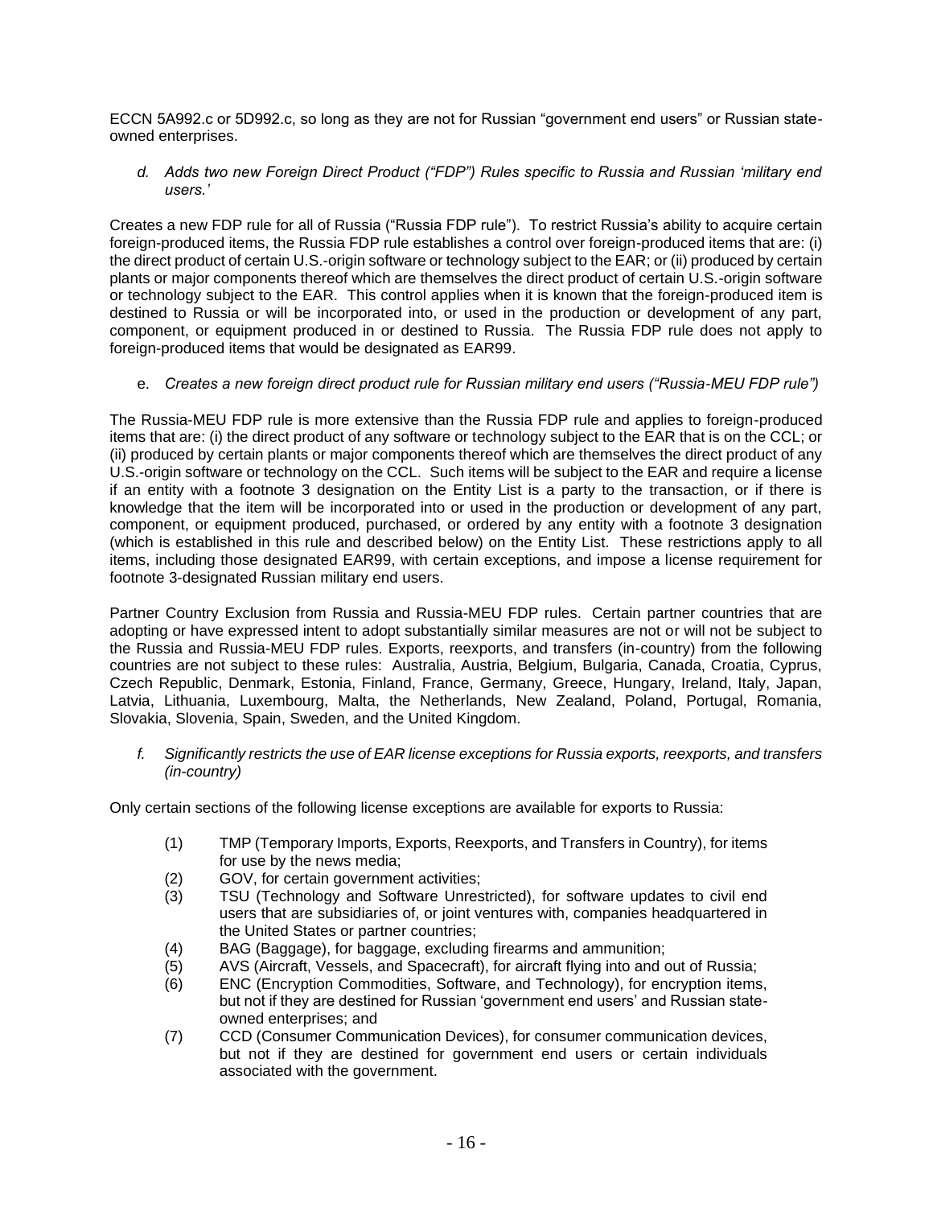ECCN 5A992.c or 5D992.c, so long as they are not for Russian "government end users" or Russian state-owned enterprises.

*d. Adds two new Foreign Direct Product ("FDP") Rules specific to Russia and Russian 'military end users.'*

Creates a new FDP rule for all of Russia ("Russia FDP rule"). To restrict Russia's ability to acquire certain foreign-produced items, the Russia FDP rule establishes a control over foreign-produced items that are: (i) the direct product of certain U.S.-origin software or technology subject to the EAR; or (ii) produced by certain plants or major components thereof which are themselves the direct product of certain U.S.-origin software or technology subject to the EAR. This control applies when it is known that the foreign-produced item is destined to Russia or will be incorporated into, or used in the production or development of any part, component, or equipment produced in or destined to Russia. The Russia FDP rule does not apply to foreign-produced items that would be designated as EAR99.

e. *Creates a new foreign direct product rule for Russian military end users ("Russia-MEU FDP rule")*

The Russia-MEU FDP rule is more extensive than the Russia FDP rule and applies to foreign-produced items that are: (i) the direct product of any software or technology subject to the EAR that is on the CCL; or (ii) produced by certain plants or major components thereof which are themselves the direct product of any U.S.-origin software or technology on the CCL. Such items will be subject to the EAR and require a license if an entity with a footnote 3 designation on the Entity List is a party to the transaction, or if there is knowledge that the item will be incorporated into or used in the production or development of any part, component, or equipment produced, purchased, or ordered by any entity with a footnote 3 designation (which is established in this rule and described below) on the Entity List. These restrictions apply to all items, including those designated EAR99, with certain exceptions, and impose a license requirement for footnote 3-designated Russian military end users.

Partner Country Exclusion from Russia and Russia-MEU FDP rules. Certain partner countries that are adopting or have expressed intent to adopt substantially similar measures are not or will not be subject to the Russia and Russia-MEU FDP rules. Exports, reexports, and transfers (in-country) from the following countries are not subject to these rules: Australia, Austria, Belgium, Bulgaria, Canada, Croatia, Cyprus, Czech Republic, Denmark, Estonia, Finland, France, Germany, Greece, Hungary, Ireland, Italy, Japan, Latvia, Lithuania, Luxembourg, Malta, the Netherlands, New Zealand, Poland, Portugal, Romania, Slovakia, Slovenia, Spain, Sweden, and the United Kingdom.

*f. Significantly restricts the use of EAR license exceptions for Russia exports, reexports, and transfers (in-country)*

Only certain sections of the following license exceptions are available for exports to Russia:

(1) TMP (Temporary Imports, Exports, Reexports, and Transfers in Country), for items for use by the news media;
(2) GOV, for certain government activities;
(3) TSU (Technology and Software Unrestricted), for software updates to civil end users that are subsidiaries of, or joint ventures with, companies headquartered in the United States or partner countries;
(4) BAG (Baggage), for baggage, excluding firearms and ammunition;
(5) AVS (Aircraft, Vessels, and Spacecraft), for aircraft flying into and out of Russia;
(6) ENC (Encryption Commodities, Software, and Technology), for encryption items, but not if they are destined for Russian 'government end users' and Russian state-owned enterprises; and
(7) CCD (Consumer Communication Devices), for consumer communication devices, but not if they are destined for government end users or certain individuals associated with the government.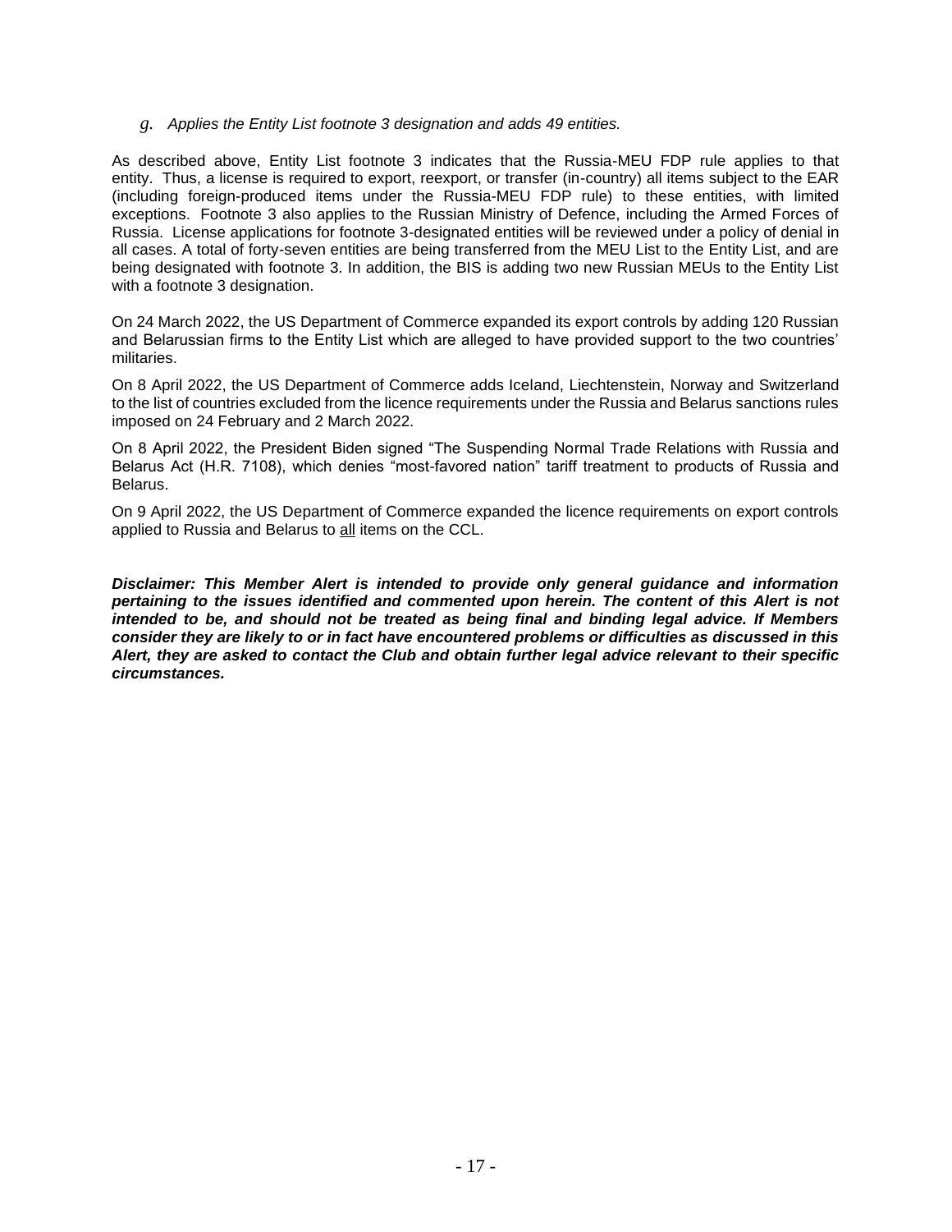*g. Applies the Entity List footnote 3 designation and adds 49 entities.*

As described above, Entity List footnote 3 indicates that the Russia-MEU FDP rule applies to that entity. Thus, a license is required to export, reexport, or transfer (in-country) all items subject to the EAR (including foreign-produced items under the Russia-MEU FDP rule) to these entities, with limited exceptions. Footnote 3 also applies to the Russian Ministry of Defence, including the Armed Forces of Russia. License applications for footnote 3-designated entities will be reviewed under a policy of denial in all cases. A total of forty-seven entities are being transferred from the MEU List to the Entity List, and are being designated with footnote 3. In addition, the BIS is adding two new Russian MEUs to the Entity List with a footnote 3 designation.

On 24 March 2022, the US Department of Commerce expanded its export controls by adding 120 Russian and Belarussian firms to the Entity List which are alleged to have provided support to the two countries' militaries.

On 8 April 2022, the US Department of Commerce adds Iceland, Liechtenstein, Norway and Switzerland to the list of countries excluded from the licence requirements under the Russia and Belarus sanctions rules imposed on 24 February and 2 March 2022.

On 8 April 2022, the President Biden signed "The Suspending Normal Trade Relations with Russia and Belarus Act (H.R. 7108), which denies "most-favored nation" tariff treatment to products of Russia and Belarus.

On 9 April 2022, the US Department of Commerce expanded the licence requirements on export controls applied to Russia and Belarus to <u>all</u> items on the CCL.

***Disclaimer: This Member Alert is intended to provide only general guidance and information pertaining to the issues identified and commented upon herein. The content of this Alert is not intended to be, and should not be treated as being final and binding legal advice. If Members consider they are likely to or in fact have encountered problems or difficulties as discussed in this Alert, they are asked to contact the Club and obtain further legal advice relevant to their specific circumstances.***